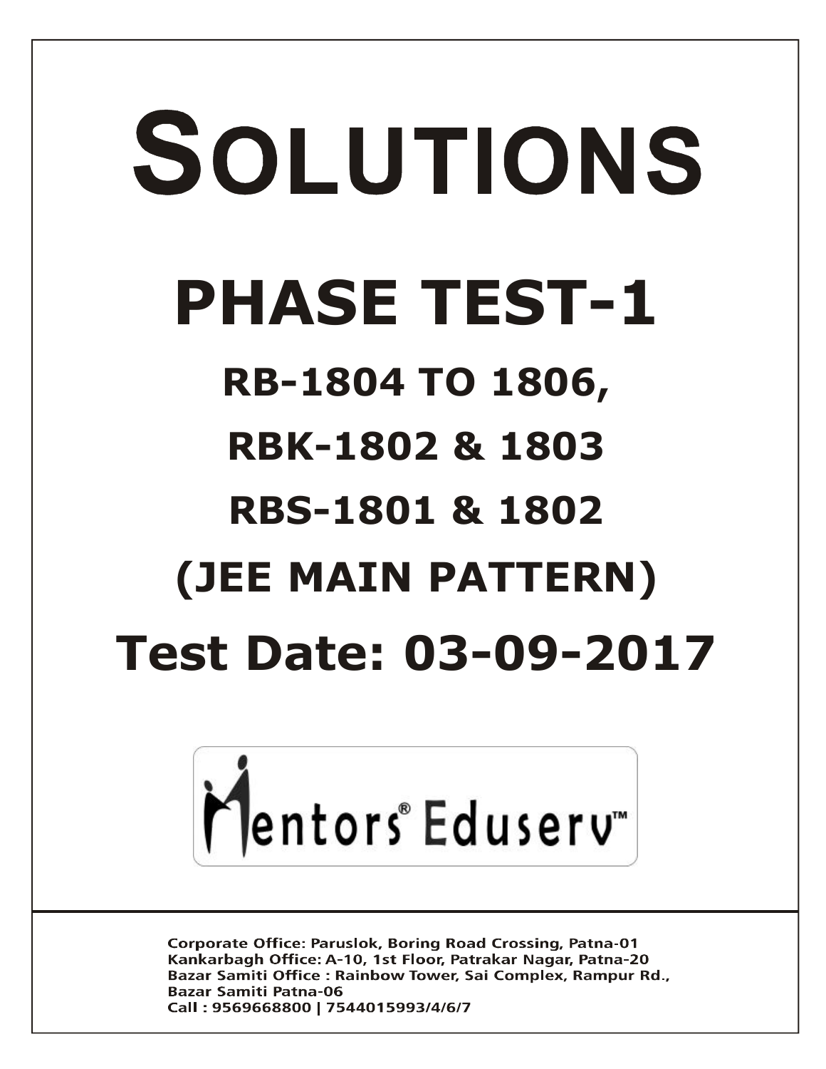# SOLUTIONS

# PHASE TEST-1

## RB-1804 TO 1806,

## RBK-1802 & 1803

## RBS-1801 & 1802

## (JEE MAIN PATTERN)

## Test Date: 03-09-2017

Mentors® Eduserv™

Corporate Office: Paruslok, Boring Road Crossing, Patna-01
Kankarbagh Office: A-10, 1st Floor, Patrakar Nagar, Patna-20
Bazar Samiti Office : Rainbow Tower, Sai Complex, Rampur Rd., Bazar Samiti Patna-06
Call : 9569668800 | 7544015993/4/6/7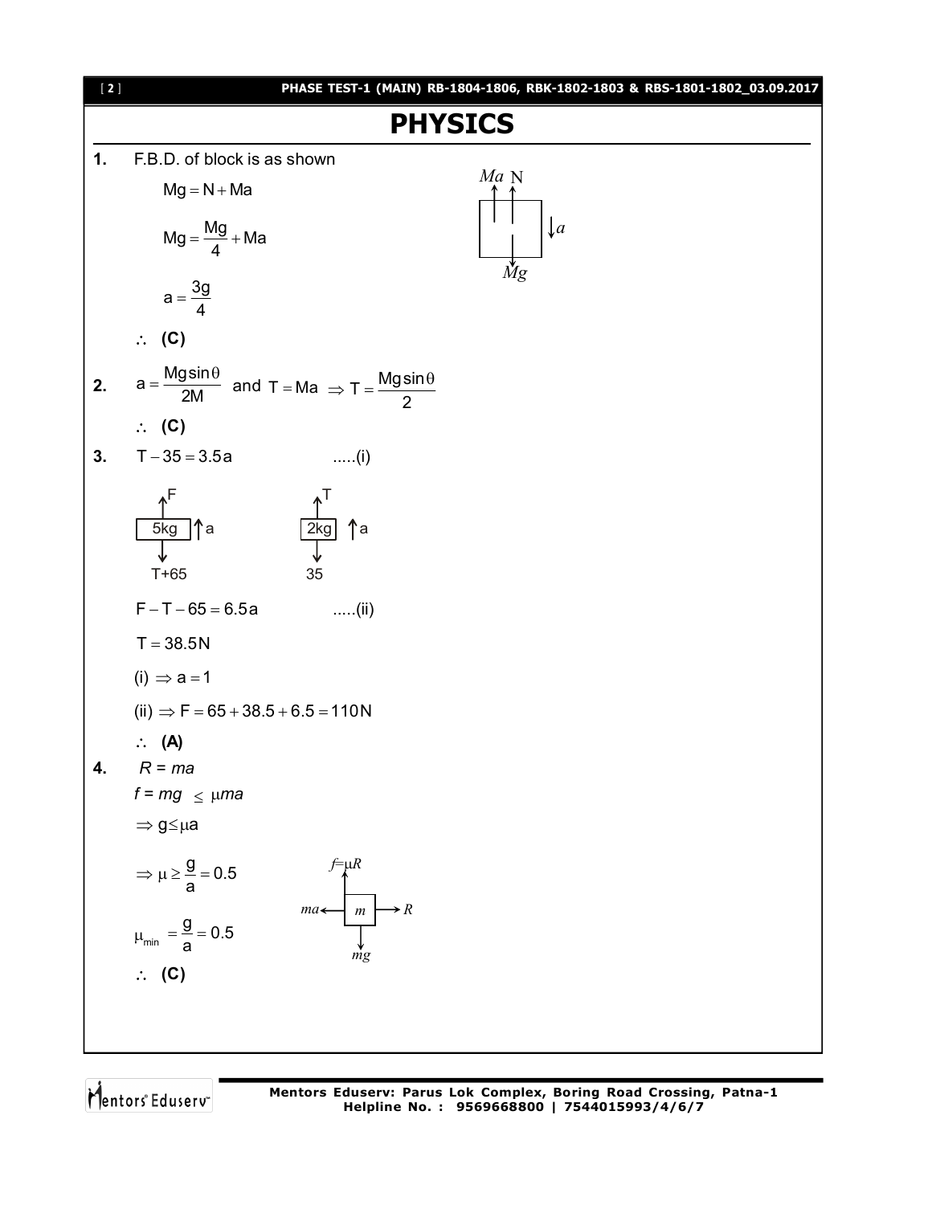# PHYSICS

**1.** F.B.D. of block is as shown

$$Mg = N + Ma$$

$$Mg = \frac{Mg}{4} + Ma$$

$$a = \frac{3g}{4}$$

$\therefore$ **(C)**

**2.** $a = \frac{Mg\sin\theta}{2M}$ and $T = Ma \Rightarrow T = \frac{Mg\sin\theta}{2}$

$\therefore$ **(C)**

**3.** $T - 35 = 3.5a$ .....(i)

$F - T - 65 = 6.5a$ .....(ii)

$T = 38.5N$

(i) $\Rightarrow a = 1$

(ii) $\Rightarrow F = 65 + 38.5 + 6.5 = 110N$

$\therefore$ **(A)**

**4.** $R = ma$

$f = mg \leq \mu ma$

$\Rightarrow g \leq \mu a$

$\Rightarrow \mu \geq \frac{g}{a} = 0.5$

$\mu_{min} = \frac{g}{a} = 0.5$

$\therefore$ **(C)**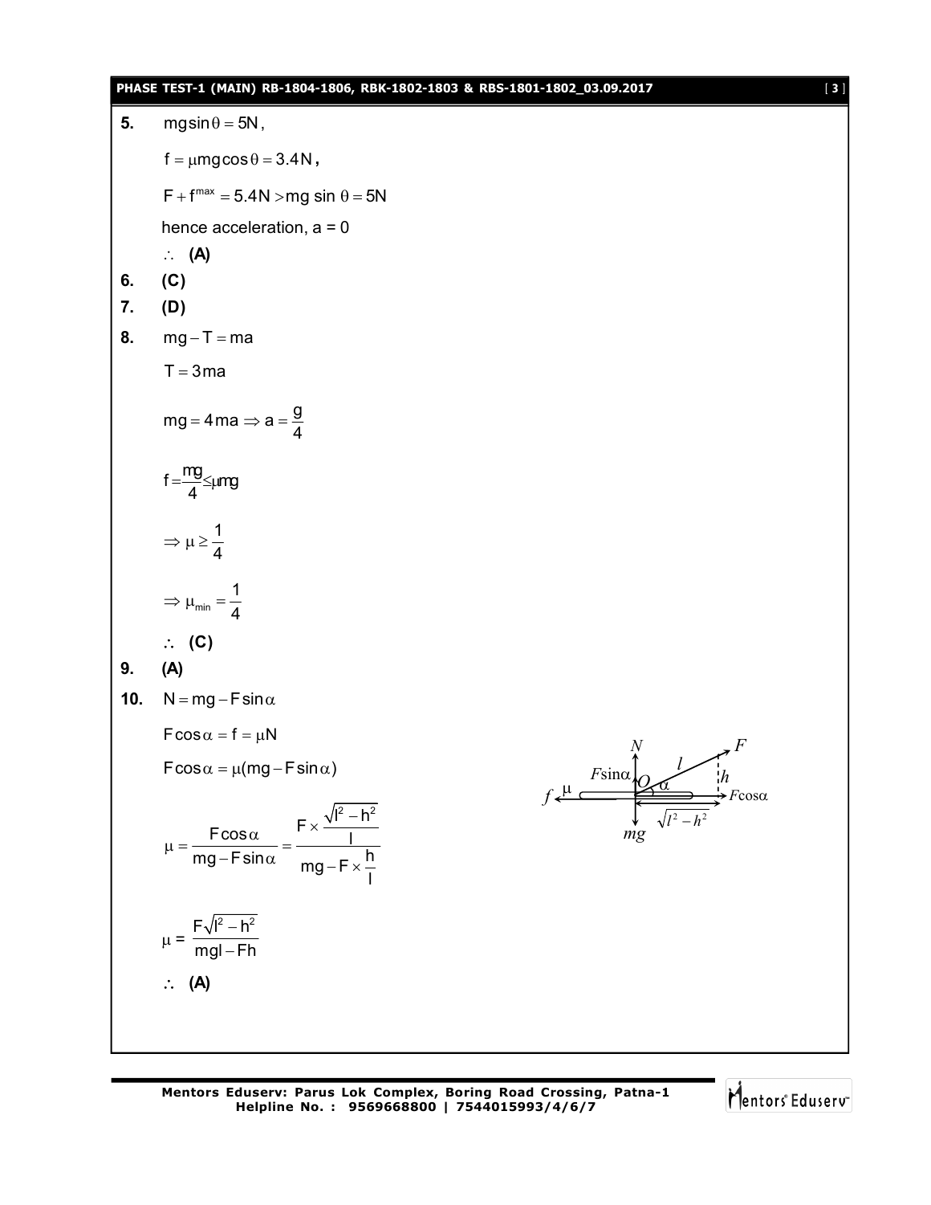**5.** $mg\sin\theta = 5N$,

$f = \mu mg\cos\theta = 3.4N$,

$F + f^{max} = 5.4N > mg\sin\theta = 5N$

hence acceleration, a = 0

$\therefore$ **(A)**

**6.** **(C)**

**7.** **(D)**

**8.** $mg - T = ma$

$T = 3ma$

$mg = 4ma \Rightarrow a = \dfrac{g}{4}$

$f = \dfrac{mg}{4} \leq \mu mg$

$\Rightarrow \mu \geq \dfrac{1}{4}$

$\Rightarrow \mu_{min} = \dfrac{1}{4}$

$\therefore$ **(C)**

**9.** **(A)**

**10.** $N = mg - F\sin\alpha$

$F\cos\alpha = f = \mu N$

$F\cos\alpha = \mu(mg - F\sin\alpha)$

$$\mu = \frac{F\cos\alpha}{mg - F\sin\alpha} = \frac{F \times \dfrac{\sqrt{l^2 - h^2}}{l}}{mg - F \times \dfrac{h}{l}}$$

$$\mu = \frac{F\sqrt{l^2 - h^2}}{mgl - Fh}$$

$\therefore$ **(A)**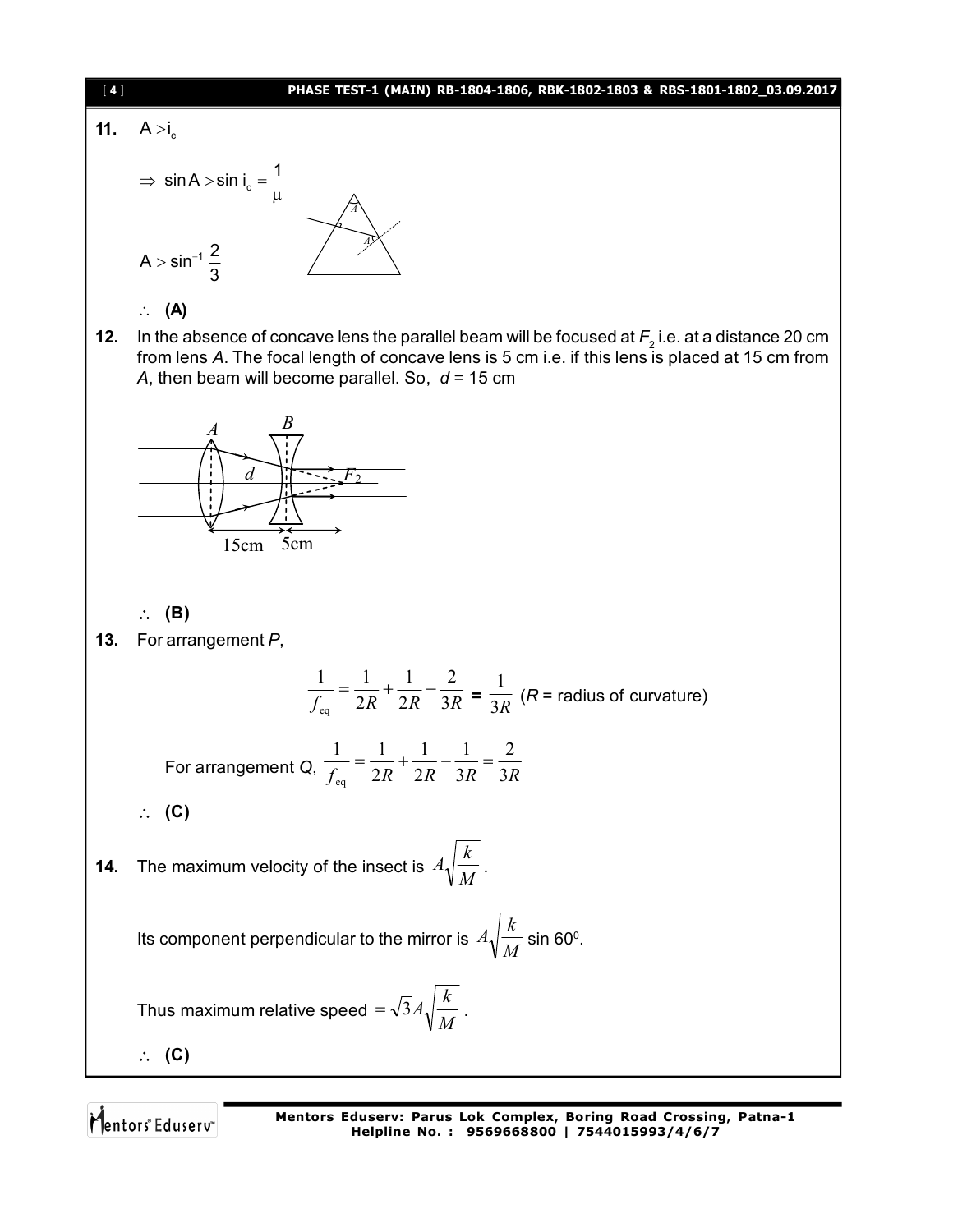**11.** $A > i_c$

$\Rightarrow \sin A > \sin i_c = \dfrac{1}{\mu}$

$A > \sin^{-1}\dfrac{2}{3}$

$\therefore$ **(A)**

**12.** In the absence of concave lens the parallel beam will be focused at $F_2$ i.e. at a distance 20 cm from lens *A*. The focal length of concave lens is 5 cm i.e. if this lens is placed at 15 cm from *A*, then beam will become parallel. So, $d$ = 15 cm

$\therefore$ **(B)**

**13.** For arrangement *P*,

$$\frac{1}{f_{eq}} = \frac{1}{2R} + \frac{1}{2R} - \frac{2}{3R} = \frac{1}{3R} \quad (R = \text{radius of curvature})$$

For arrangement *Q*, $\dfrac{1}{f_{eq}} = \dfrac{1}{2R} + \dfrac{1}{2R} - \dfrac{1}{3R} = \dfrac{2}{3R}$

$\therefore$ **(C)**

**14.** The maximum velocity of the insect is $A\sqrt{\dfrac{k}{M}}$.

Its component perpendicular to the mirror is $A\sqrt{\dfrac{k}{M}}\sin 60^0$.

Thus maximum relative speed $= \sqrt{3}A\sqrt{\dfrac{k}{M}}$.

$\therefore$ **(C)**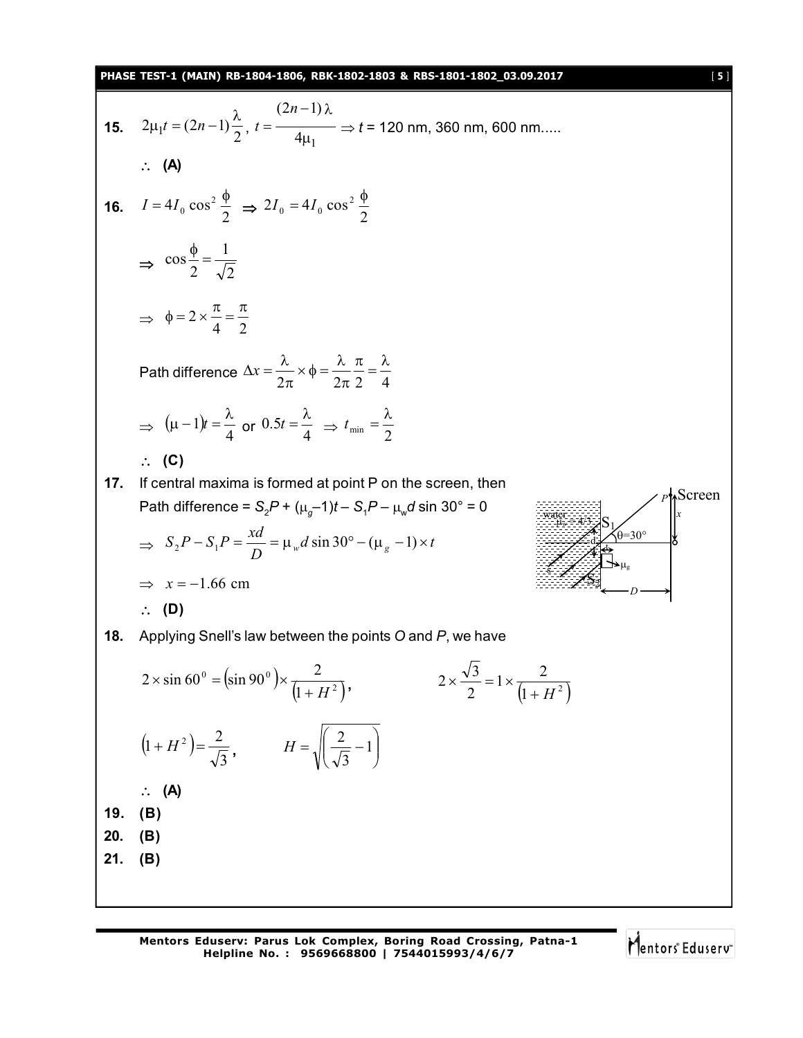**15.** $2\mu_1 t = (2n-1)\dfrac{\lambda}{2}$, $t = \dfrac{(2n-1)\lambda}{4\mu_1} \Rightarrow t$ = 120 nm, 360 nm, 600 nm.....

$\therefore$ **(A)**

**16.** $I = 4I_0 \cos^2 \dfrac{\phi}{2} \Rightarrow 2I_0 = 4I_0 \cos^2 \dfrac{\phi}{2}$

$\Rightarrow \cos\dfrac{\phi}{2} = \dfrac{1}{\sqrt{2}}$

$\Rightarrow \phi = 2 \times \dfrac{\pi}{4} = \dfrac{\pi}{2}$

Path difference $\Delta x = \dfrac{\lambda}{2\pi} \times \phi = \dfrac{\lambda}{2\pi}\dfrac{\pi}{2} = \dfrac{\lambda}{4}$

$\Rightarrow (\mu - 1)t = \dfrac{\lambda}{4}$ or $0.5t = \dfrac{\lambda}{4} \Rightarrow t_{\min} = \dfrac{\lambda}{2}$

$\therefore$ **(C)**

**17.** If central maxima is formed at point P on the screen, then

Path difference = $S_2P + (\mu_g - 1)t - S_1P - \mu_w d \sin 30° = 0$

$\Rightarrow S_2P - S_1P = \dfrac{xd}{D} = \mu_w d \sin 30° - (\mu_g - 1) \times t$

$\Rightarrow x = -1.66 \text{ cm}$

$\therefore$ **(D)**

**18.** Applying Snell's law between the points *O* and *P*, we have

$2 \times \sin 60^0 = (\sin 90^0) \times \dfrac{2}{(1 + H^2)}$, $\quad 2 \times \dfrac{\sqrt{3}}{2} = 1 \times \dfrac{2}{(1 + H^2)}$

$(1 + H^2) = \dfrac{2}{\sqrt{3}}$, $\quad H = \sqrt{\left(\dfrac{2}{\sqrt{3}} - 1\right)}$

$\therefore$ **(A)**

**19.** **(B)**

**20.** **(B)**

**21.** **(B)**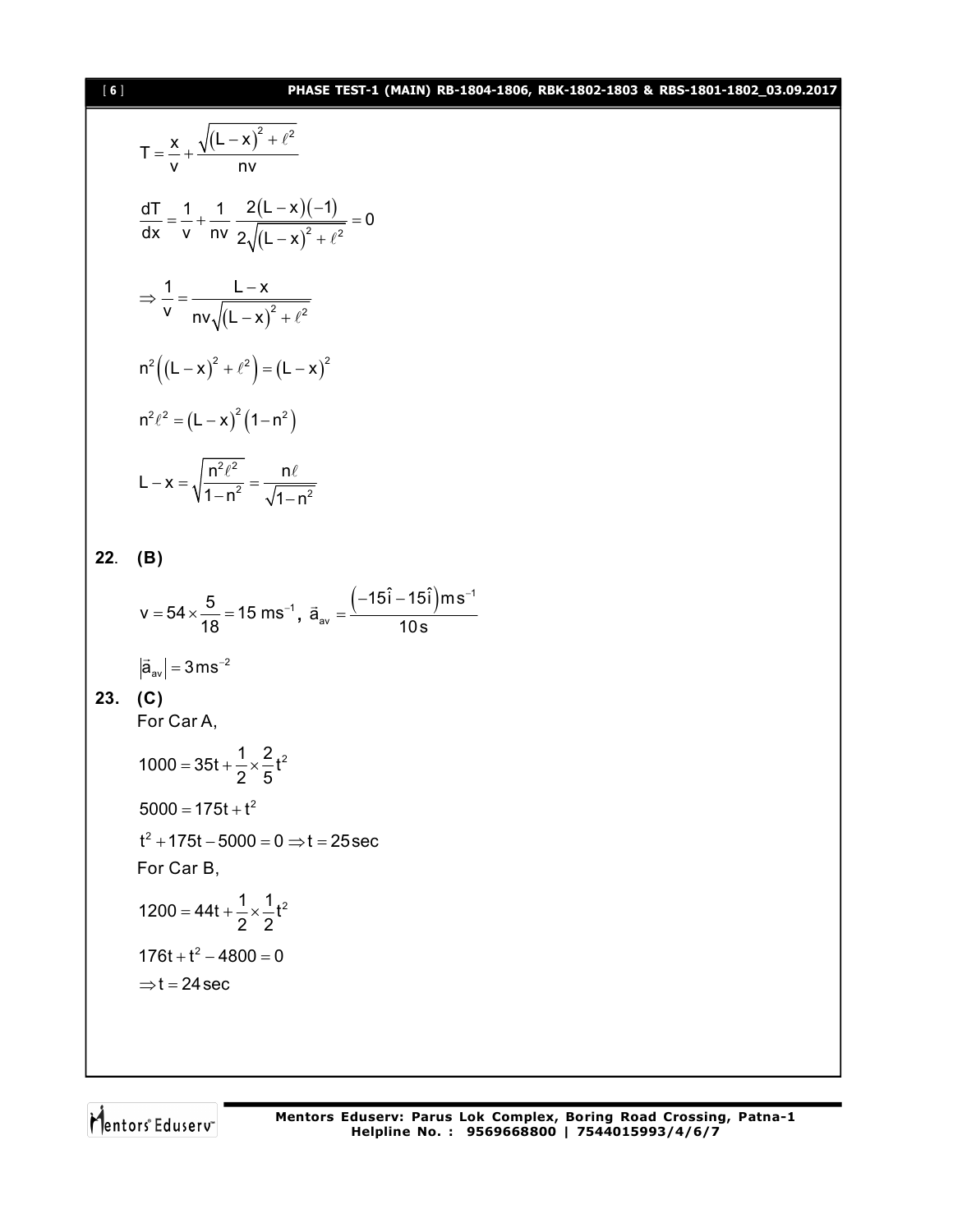$$T = \frac{x}{v} + \frac{\sqrt{(L-x)^2 + \ell^2}}{nv}$$

$$\frac{dT}{dx} = \frac{1}{v} + \frac{1}{nv}\,\frac{2(L-x)(-1)}{2\sqrt{(L-x)^2 + \ell^2}} = 0$$

$$\Rightarrow \frac{1}{v} = \frac{L-x}{nv\sqrt{(L-x)^2 + \ell^2}}$$

$$n^2\left((L-x)^2 + \ell^2\right) = (L-x)^2$$

$$n^2\ell^2 = (L-x)^2\left(1-n^2\right)$$

$$L - x = \sqrt{\frac{n^2\ell^2}{1-n^2}} = \frac{n\ell}{\sqrt{1-n^2}}$$

**22. (B)**

$$v = 54 \times \frac{5}{18} = 15\ \text{ms}^{-1},\ \vec{a}_{av} = \frac{\left(-15\hat{i} - 15\hat{i}\right)\text{ms}^{-1}}{10\,\text{s}}$$

$$\left|\vec{a}_{av}\right| = 3\,\text{ms}^{-2}$$

**23. (C)**

For Car A,

$$1000 = 35t + \frac{1}{2} \times \frac{2}{5}t^2$$

$$5000 = 175t + t^2$$

$$t^2 + 175t - 5000 = 0 \Rightarrow t = 25\,\text{sec}$$

For Car B,

$$1200 = 44t + \frac{1}{2} \times \frac{1}{2}t^2$$

$$176t + t^2 - 4800 = 0$$

$$\Rightarrow t = 24\,\text{sec}$$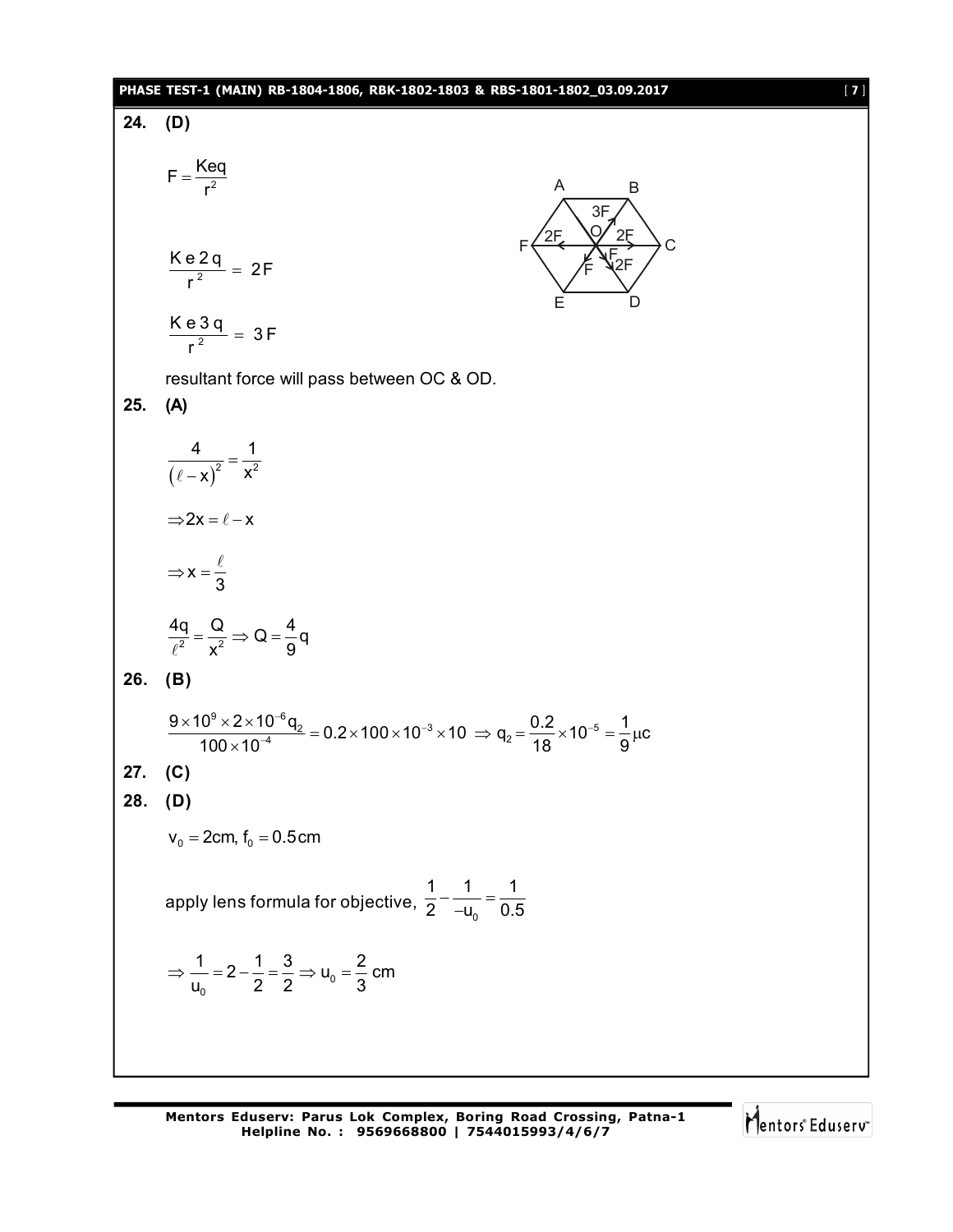**24. (D)**

$$F = \frac{Keq}{r^2}$$

$$\frac{Ke2q}{r^2} = 2F$$

$$\frac{Ke3q}{r^2} = 3F$$

resultant force will pass between OC & OD.

**25. (A)**

$$\frac{4}{(\ell - x)^2} = \frac{1}{x^2}$$

$$\Rightarrow 2x = \ell - x$$

$$\Rightarrow x = \frac{\ell}{3}$$

$$\frac{4q}{\ell^2} = \frac{Q}{x^2} \Rightarrow Q = \frac{4}{9}q$$

**26. (B)**

$$\frac{9 \times 10^9 \times 2 \times 10^{-6} q_2}{100 \times 10^{-4}} = 0.2 \times 100 \times 10^{-3} \times 10 \Rightarrow q_2 = \frac{0.2}{18} \times 10^{-5} = \frac{1}{9}\mu c$$

**27. (C)**

**28. (D)**

$$v_0 = 2\text{cm}, f_0 = 0.5\text{cm}$$

apply lens formula for objective, $\frac{1}{2} - \frac{1}{-u_0} = \frac{1}{0.5}$

$$\Rightarrow \frac{1}{u_0} = 2 - \frac{1}{2} = \frac{3}{2} \Rightarrow u_0 = \frac{2}{3}\text{ cm}$$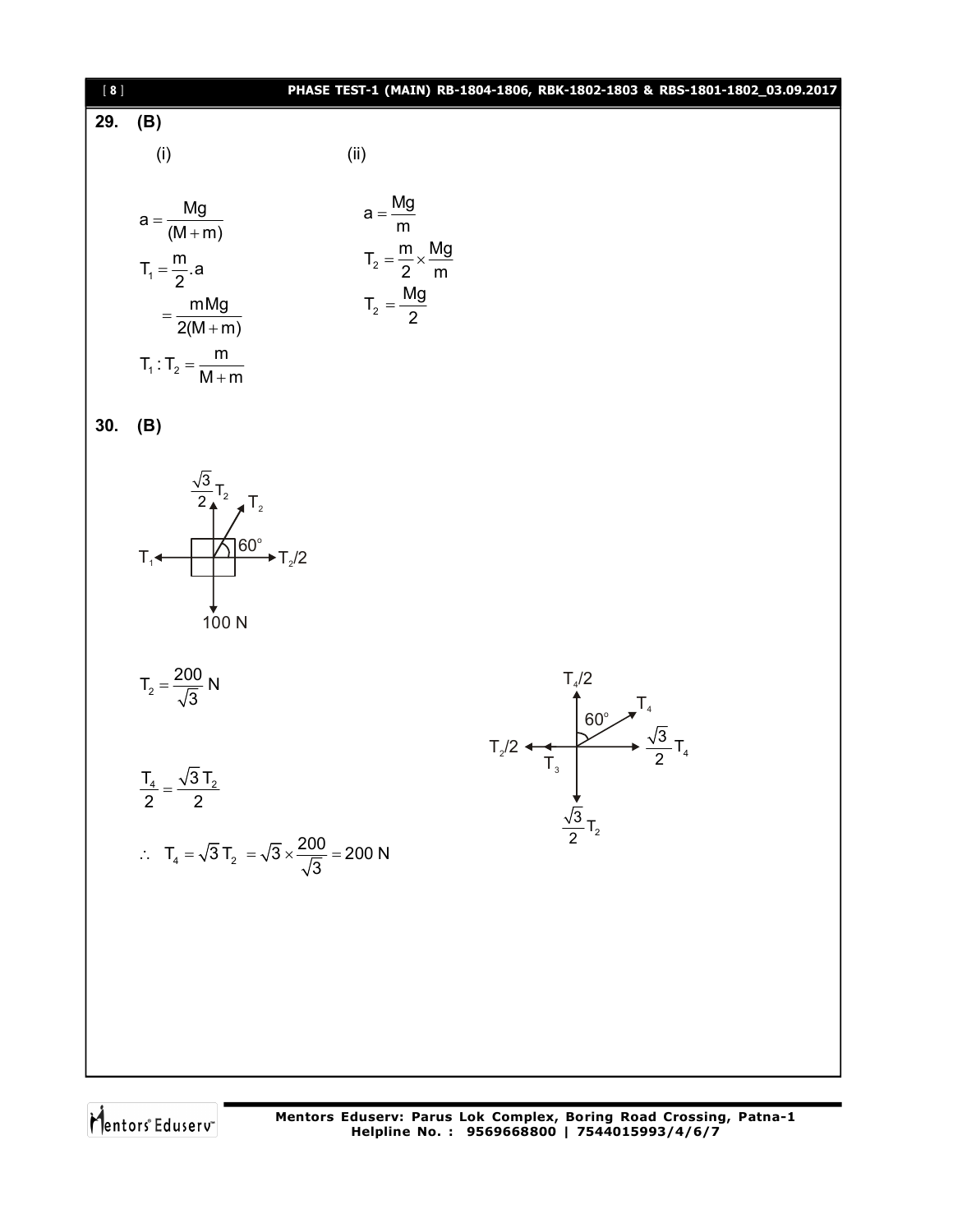**29. (B)**

(i)

$$a = \frac{Mg}{(M+m)}$$

$$T_1 = \frac{m}{2}.a$$

$$= \frac{mMg}{2(M+m)}$$

$$T_1 : T_2 = \frac{m}{M+m}$$

(ii)

$$a = \frac{Mg}{m}$$

$$T_2 = \frac{m}{2} \times \frac{Mg}{m}$$

$$T_2 = \frac{Mg}{2}$$

**30. (B)**

$\frac{\sqrt{3}}{2}T_2$ $\quad T_2$

$T_1$ $\quad 60^\circ$ $\quad T_2/2$

100 N

$$T_2 = \frac{200}{\sqrt{3}} \text{ N}$$

$T_4/2$ $\quad 60^\circ$ $\quad T_4$

$T_2/2$ $\quad T_3$ $\quad \frac{\sqrt{3}}{2}T_4$

$\frac{\sqrt{3}}{2}T_2$

$$\frac{T_4}{2} = \frac{\sqrt{3}\,T_2}{2}$$

$$\therefore \quad T_4 = \sqrt{3}\,T_2 = \sqrt{3} \times \frac{200}{\sqrt{3}} = 200 \text{ N}$$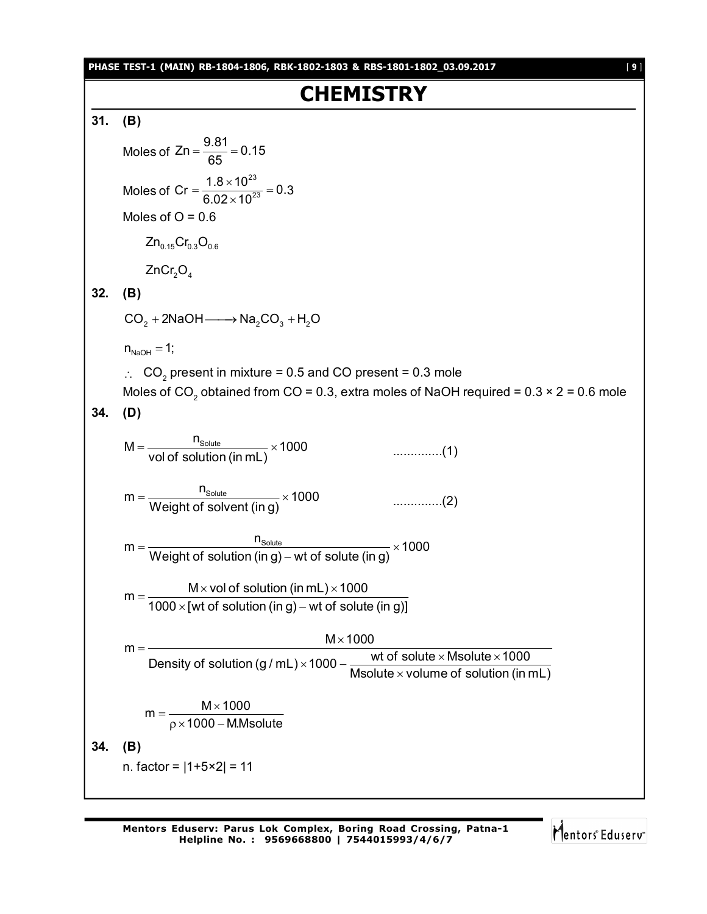# CHEMISTRY

**31. (B)**

Moles of $Zn = \frac{9.81}{65} = 0.15$

Moles of $Cr = \frac{1.8 \times 10^{23}}{6.02 \times 10^{23}} = 0.3$

Moles of O = 0.6

$Zn_{0.15}Cr_{0.3}O_{0.6}$

$ZnCr_2O_4$

**32. (B)**

$CO_2 + 2NaOH \longrightarrow Na_2CO_3 + H_2O$

$n_{NaOH} = 1;$

$\therefore$ $CO_2$ present in mixture = 0.5 and CO present = 0.3 mole

Moles of $CO_2$ obtained from CO = 0.3, extra moles of NaOH required = 0.3 × 2 = 0.6 mole

**34. (D)**

$$M = \frac{n_{Solute}}{\text{vol of solution (in mL)}} \times 1000 \qquad \text{..............(1)}$$

$$m = \frac{n_{Solute}}{\text{Weight of solvent (in g)}} \times 1000 \qquad \text{..............(2)}$$

$$m = \frac{n_{Solute}}{\text{Weight of solution (in g)} - \text{wt of solute (in g)}} \times 1000$$

$$m = \frac{M \times \text{vol of solution (in mL)} \times 1000}{1000 \times [\text{wt of solution (in g)} - \text{wt of solute (in g)}]}$$

$$m = \frac{M \times 1000}{\text{Density of solution (g / mL)} \times 1000 - \frac{\text{wt of solute} \times \text{Msolute} \times 1000}{\text{Msolute} \times \text{volume of solution (in mL)}}}$$

$$m = \frac{M \times 1000}{\rho \times 1000 - M.\text{Msolute}}$$

**34. (B)**

n. factor = |1+5×2| = 11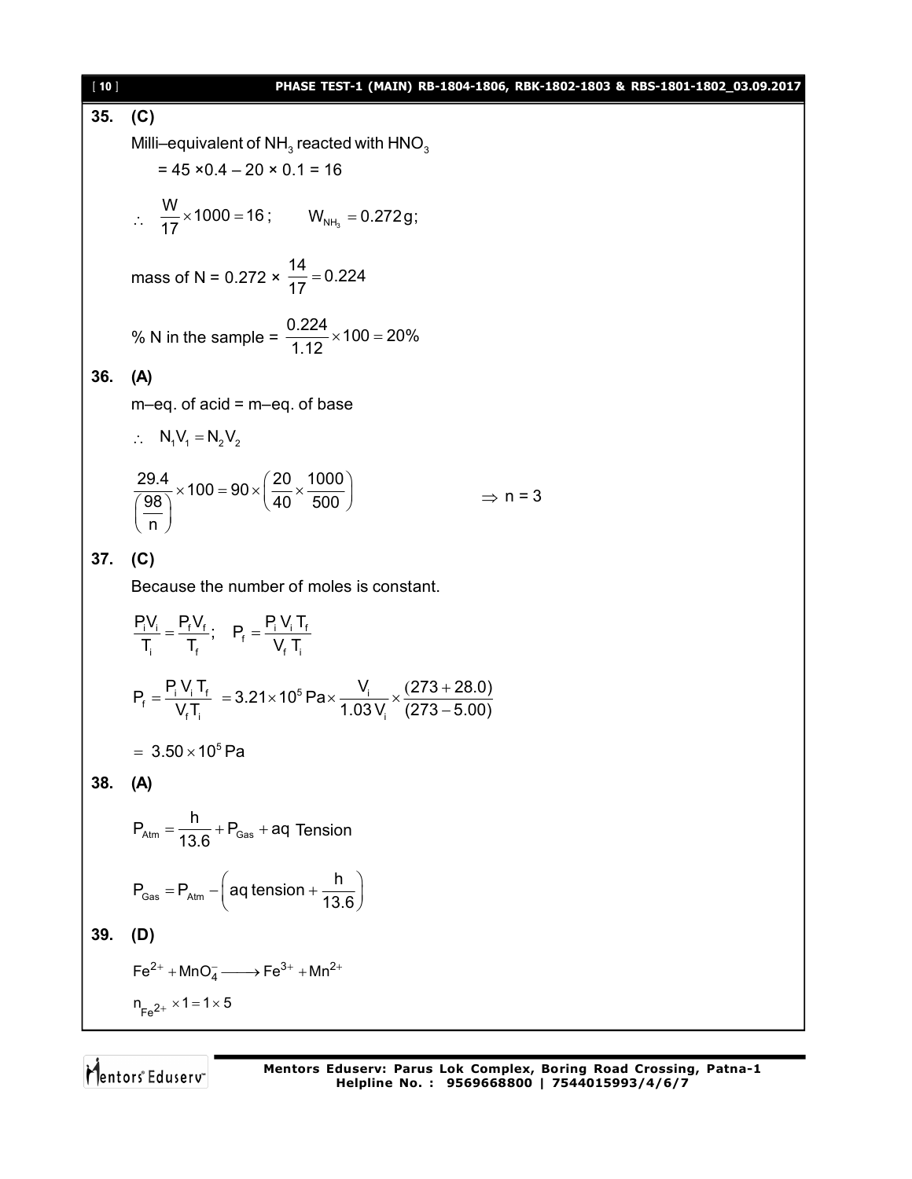**35. (C)**

Milli–equivalent of $NH_3$ reacted with $HNO_3$

$$= 45 \times 0.4 - 20 \times 0.1 = 16$$

$$\therefore \quad \frac{W}{17} \times 1000 = 16\,; \qquad W_{NH_3} = 0.272\,g;$$

mass of N = $0.272 \times \frac{14}{17} = 0.224$

% N in the sample = $\frac{0.224}{1.12} \times 100 = 20\%$

**36. (A)**

m–eq. of acid = m–eq. of base

$$\therefore \quad N_1V_1 = N_2V_2$$

$$\frac{29.4}{\left(\frac{98}{n}\right)} \times 100 = 90 \times \left(\frac{20}{40} \times \frac{1000}{500}\right) \qquad \Rightarrow n = 3$$

**37. (C)**

Because the number of moles is constant.

$$\frac{P_iV_i}{T_i} = \frac{P_fV_f}{T_f}; \quad P_f = \frac{P_i\,V_i\,T_f}{V_f\,T_i}$$

$$P_f = \frac{P_i\,V_i\,T_f}{V_fT_i} = 3.21 \times 10^5\,Pa \times \frac{V_i}{1.03\,V_i} \times \frac{(273 + 28.0)}{(273 - 5.00)}$$

$$= 3.50 \times 10^5\,Pa$$

**38. (A)**

$$P_{Atm} = \frac{h}{13.6} + P_{Gas} + \text{aq Tension}$$

$$P_{Gas} = P_{Atm} - \left(\text{aq tension} + \frac{h}{13.6}\right)$$

**39. (D)**

$$Fe^{2+} + MnO_4^- \longrightarrow Fe^{3+} + Mn^{2+}$$

$$n_{Fe^{2+}} \times 1 = 1 \times 5$$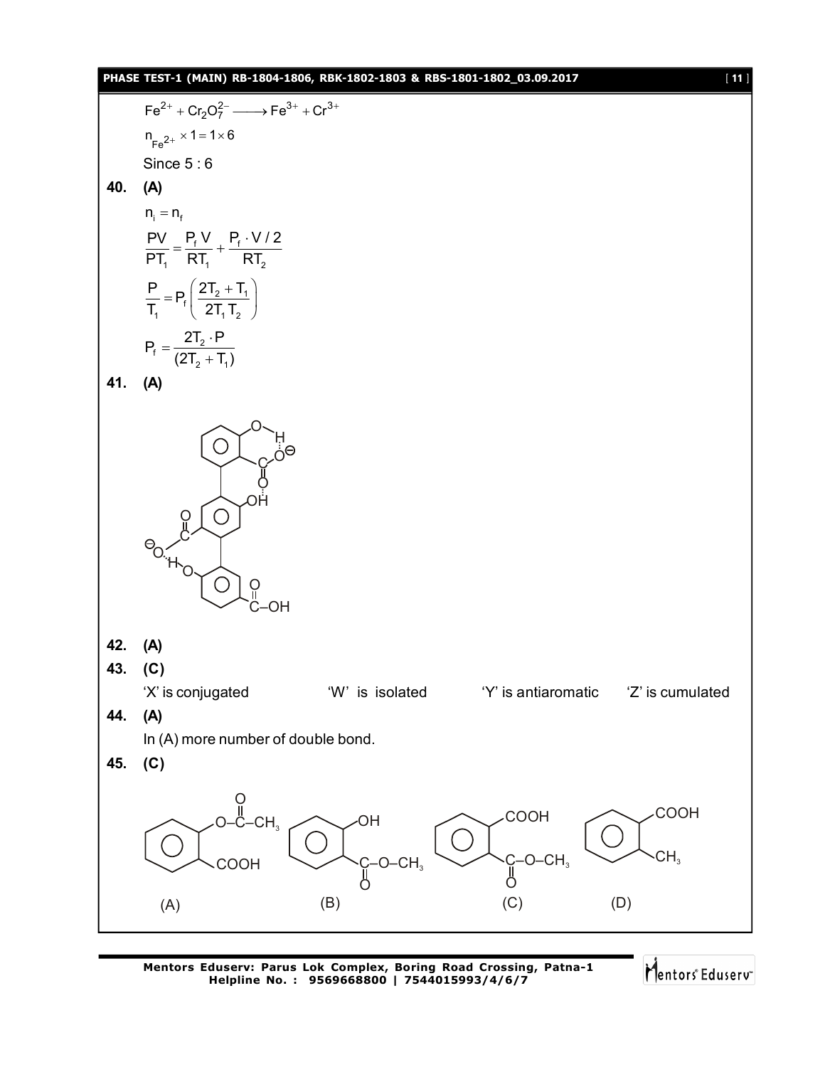$$Fe^{2+} + Cr_2O_7^{2-} \longrightarrow Fe^{3+} + Cr^{3+}$$

$$n_{Fe^{2+}} \times 1 = 1 \times 6$$

Since 5 : 6

**40. (A)**

$$n_i = n_f$$

$$\frac{PV}{PT_1} = \frac{P_f V}{RT_1} + \frac{P_f \cdot V/2}{RT_2}$$

$$\frac{P}{T_1} = P_f\left(\frac{2T_2 + T_1}{2T_1 T_2}\right)$$

$$P_f = \frac{2T_2 \cdot P}{(2T_2 + T_1)}$$

**41. (A)**

**42. (A)**

**43. (C)**

'X' is conjugated  'W' is isolated  'Y' is antiaromatic  'Z' is cumulated

**44. (A)**

In (A) more number of double bond.

**45. (C)**

(A) (B) (C) (D)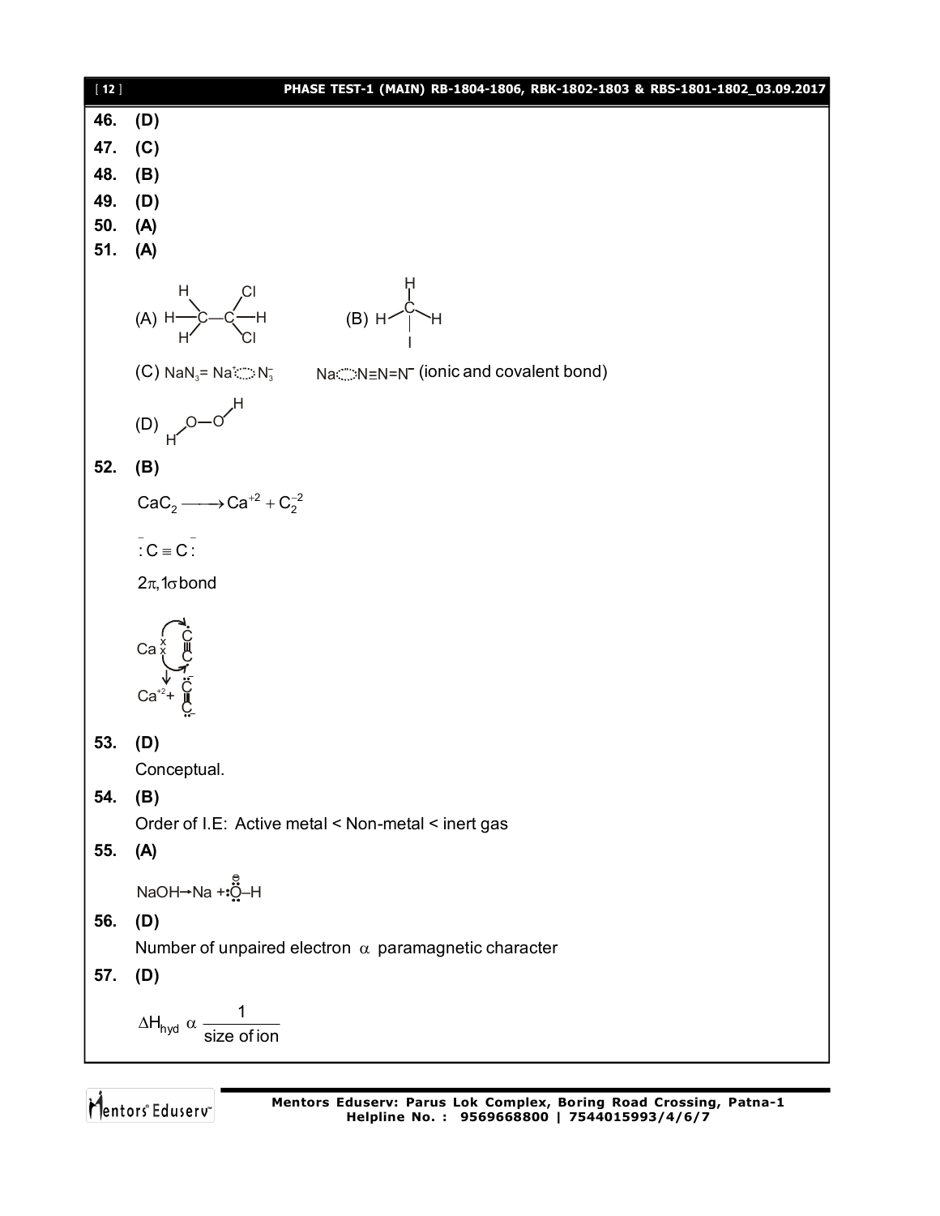**46. (D)**

**47. (C)**

**48. (B)**

**49. (D)**

**50. (A)**

**51. (A)**

(A) $H_3C-CHCl_2$ (H–C(H)(H)–C(Cl)(Cl)–H)　　(B) $CH_3I$ (H–C(H)(H)–I)

(C) $NaN_3 = Na^+ \cdots N_3^-$　　$Na \cdots N{\equiv}N{=}N^-$ (ionic and covalent bond)

(D) H–O–O–H

**52. (B)**

$$CaC_2 \longrightarrow Ca^{+2} + C_2^{-2}$$

$$\overset{-}{:}C \equiv C\overset{-}{:}$$

$2\pi, 1\sigma$ bond

$Ca^{+2} + {}^{-}:C \equiv C:^{-}$

**53. (D)**

Conceptual.

**54. (B)**

Order of I.E: Active metal < Non-metal < inert gas

**55. (A)**

$NaOH \rightarrow Na + :\overset{\ominus}{\ddot{O}}-H$

**56. (D)**

Number of unpaired electron $\alpha$ paramagnetic character

**57. (D)**

$$\Delta H_{hyd} \;\alpha\; \frac{1}{\text{size of ion}}$$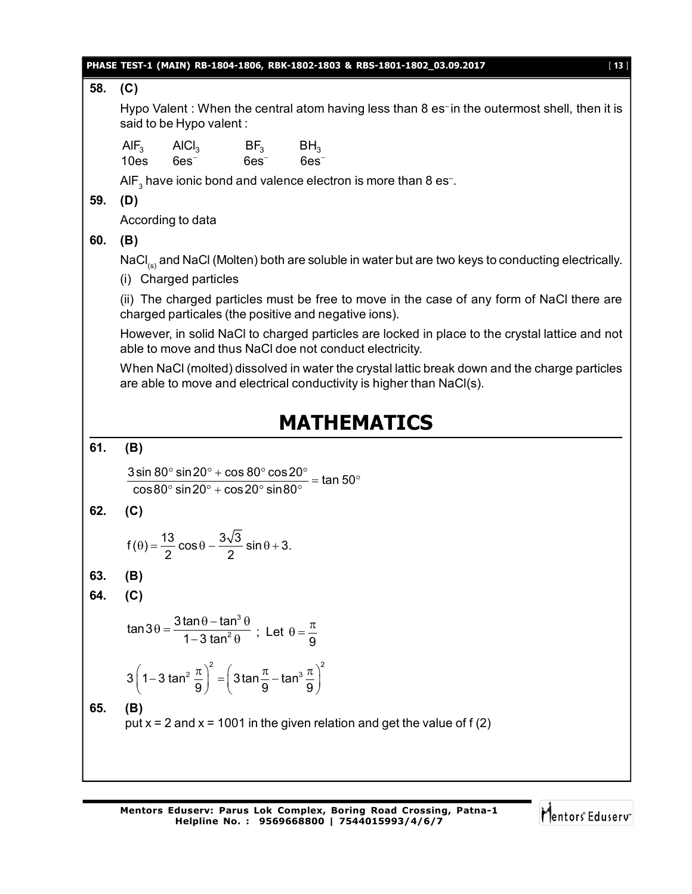**58. (C)**

Hypo Valent : When the central atom having less than 8 es$^-$ in the outermost shell, then it is said to be Hypo valent :

| $AlF_3$ | $AlCl_3$ | $BF_3$ | $BH_3$ |
|---|---|---|---|
| 10es | 6es$^-$ | 6es$^-$ | 6es$^-$ |

$AlF_3$ have ionic bond and valence electron is more than 8 es$^-$.

**59. (D)**

According to data

**60. (B)**

$NaCl_{(s)}$ and NaCl (Molten) both are soluble in water but are two keys to conducting electrically.

(i) Charged particles

(ii) The charged particles must be free to move in the case of any form of NaCl there are charged particales (the positive and negative ions).

However, in solid NaCl to charged particles are locked in place to the crystal lattice and not able to move and thus NaCl doe not conduct electricity.

When NaCl (molted) dissolved in water the crystal lattic break down and the charge particles are able to move and electrical conductivity is higher than NaCl(s).

# MATHEMATICS

**61. (B)**

$$\frac{3\sin 80^\circ \sin 20^\circ + \cos 80^\circ \cos 20^\circ}{\cos 80^\circ \sin 20^\circ + \cos 20^\circ \sin 80^\circ} = \tan 50^\circ$$

**62. (C)**

$$f(\theta) = \frac{13}{2}\cos\theta - \frac{3\sqrt{3}}{2}\sin\theta + 3.$$

**63. (B)**

**64. (C)**

$$\tan 3\theta = \frac{3\tan\theta - \tan^3\theta}{1 - 3\tan^2\theta} \text{ ; Let } \theta = \frac{\pi}{9}$$

$$3\left(1 - 3\tan^2\frac{\pi}{9}\right)^2 = \left(3\tan\frac{\pi}{9} - \tan^3\frac{\pi}{9}\right)^2$$

**65. (B)**

put x = 2 and x = 1001 in the given relation and get the value of f (2)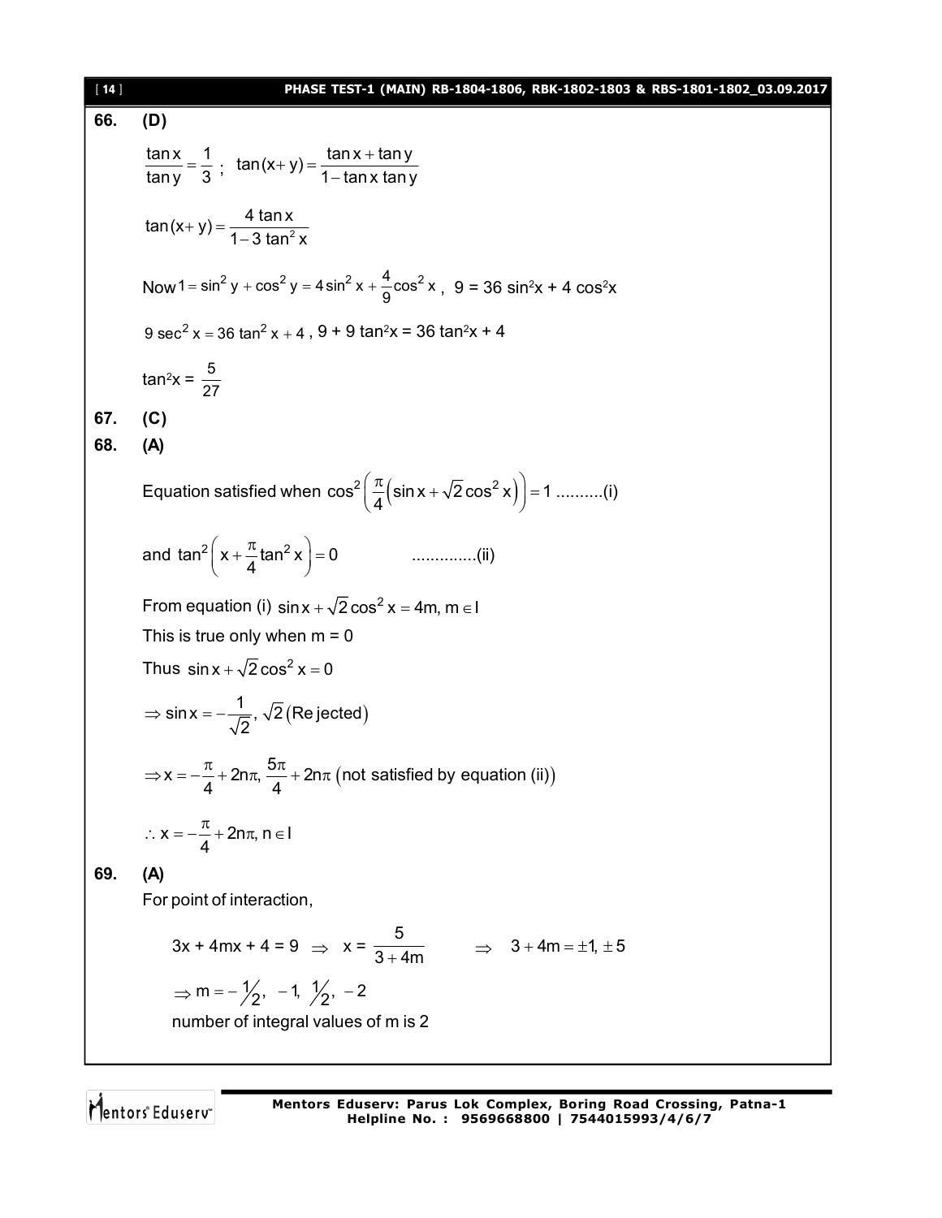**66. (D)**

$\frac{\tan x}{\tan y} = \frac{1}{3}$ ; $\tan(x+y) = \frac{\tan x + \tan y}{1 - \tan x \tan y}$

$\tan(x+y) = \frac{4\tan x}{1 - 3\tan^2 x}$

Now $1 = \sin^2 y + \cos^2 y = 4\sin^2 x + \frac{4}{9}\cos^2 x$ , $9 = 36\sin^2 x + 4\cos^2 x$

$9\sec^2 x = 36\tan^2 x + 4$ , $9 + 9\tan^2 x = 36\tan^2 x + 4$

$\tan^2 x = \frac{5}{27}$

**67. (C)**

**68. (A)**

Equation satisfied when $\cos^2\left(\frac{\pi}{4}\left(\sin x + \sqrt{2}\cos^2 x\right)\right) = 1$ ..........(i)

and $\tan^2\left(x + \frac{\pi}{4}\tan^2 x\right) = 0$ .............(ii)

From equation (i) $\sin x + \sqrt{2}\cos^2 x = 4m, m \in I$

This is true only when m = 0

Thus $\sin x + \sqrt{2}\cos^2 x = 0$

$\Rightarrow \sin x = -\frac{1}{\sqrt{2}}, \sqrt{2}\,(\text{Rejected})$

$\Rightarrow x = -\frac{\pi}{4} + 2n\pi, \frac{5\pi}{4} + 2n\pi$ (not satisfied by equation (ii))

$\therefore x = -\frac{\pi}{4} + 2n\pi, n \in I$

**69. (A)**

For point of interaction,

$3x + 4mx + 4 = 9 \Rightarrow x = \frac{5}{3+4m} \Rightarrow 3 + 4m = \pm 1, \pm 5$

$\Rightarrow m = -\frac{1}{2}, -1, \frac{1}{2}, -2$

number of integral values of m is 2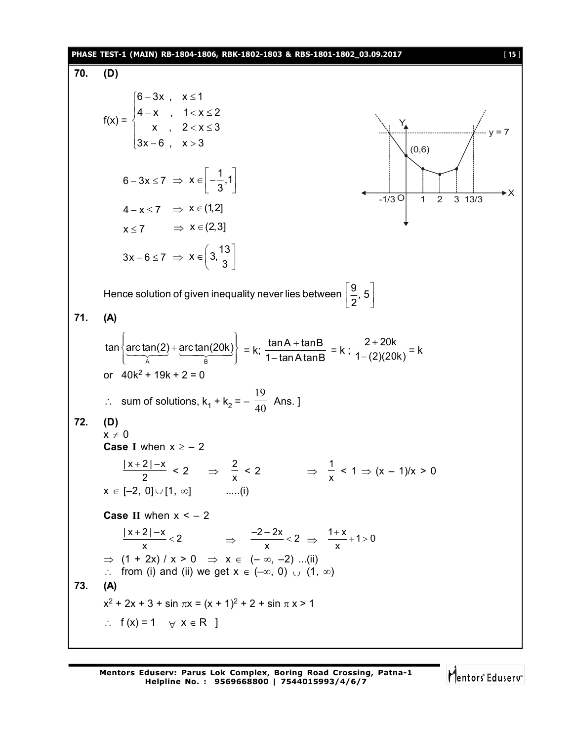**70. (D)**

$$f(x) = \begin{cases} 6-3x\ , & x \le 1 \\ 4-x\ , & 1 < x \le 2 \\ x\ , & 2 < x \le 3 \\ 3x-6\ , & x > 3 \end{cases}$$

$6 - 3x \le 7 \Rightarrow x \in \left[-\frac{1}{3}, 1\right]$

$4 - x \le 7 \Rightarrow x \in (1, 2]$

$x \le 7 \Rightarrow x \in (2, 3]$

$3x - 6 \le 7 \Rightarrow x \in \left(3, \frac{13}{3}\right]$

Hence solution of given inequality never lies between $\left[\frac{9}{2}, 5\right]$

**71. (A)**

$\tan\{\underbrace{\text{arc}\tan(2)}_{A} + \underbrace{\text{arc}\tan(20k)}_{B}\} = k$; $\dfrac{\tan A + \tan B}{1 - \tan A \tan B} = k$ ; $\dfrac{2 + 20k}{1 - (2)(20k)} = k$

or $40k^2 + 19k + 2 = 0$

$\therefore$ sum of solutions, $k_1 + k_2 = -\frac{19}{40}$ Ans. ]

**72. (D)**

$x \ne 0$

**Case I** when $x \ge -2$

$\dfrac{|x+2| - x}{2} < 2 \quad \Rightarrow \quad \dfrac{2}{x} < 2 \qquad \Rightarrow \quad \dfrac{1}{x} < 1 \Rightarrow (x - 1)/x > 0$

$x \in [-2, 0] \cup [1, \infty]$ .....(i)

**Case II** when $x < -2$

$\dfrac{|x+2| - x}{x} < 2 \qquad \Rightarrow \quad \dfrac{-2-2x}{x} < 2 \Rightarrow \quad \dfrac{1+x}{x} + 1 > 0$

$\Rightarrow (1 + 2x) / x > 0 \quad \Rightarrow x \in (-\infty, -2)$ ...(ii)

$\therefore$ from (i) and (ii) we get $x \in (-\infty, 0) \cup (1, \infty)$

**73. (A)**

$x^2 + 2x + 3 + \sin \pi x = (x + 1)^2 + 2 + \sin \pi x > 1$

$\therefore\ f(x) = 1 \quad \forall\ x \in R$ ]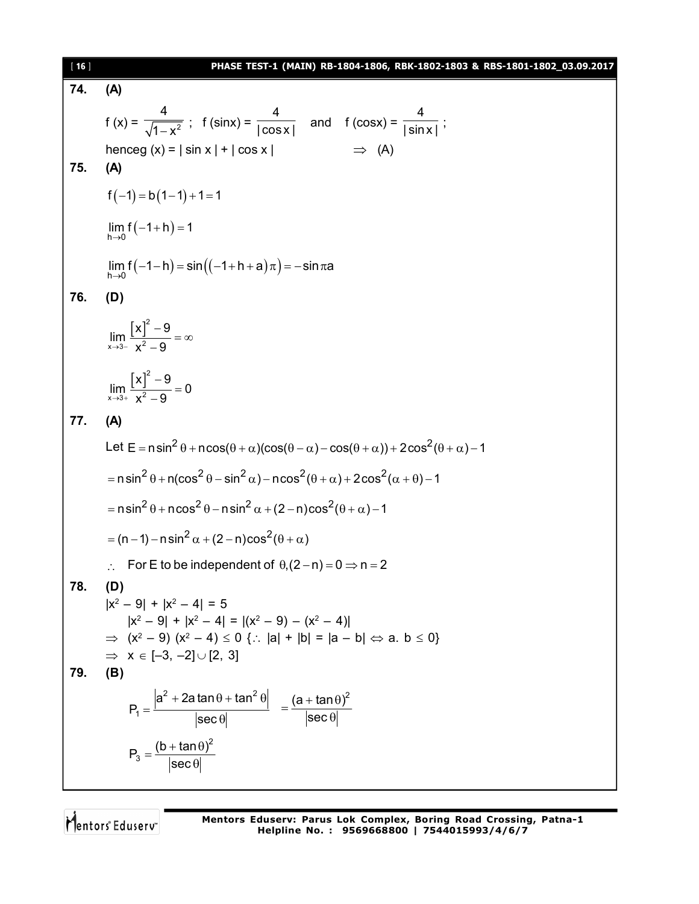**74. (A)**

$f(x) = \frac{4}{\sqrt{1-x^2}}$ ; $f(\sin x) = \frac{4}{|\cos x|}$ and $f(\cos x) = \frac{4}{|\sin x|}$ ;

henceg $(x) = |\sin x| + |\cos x|$ $\Rightarrow$ (A)

**75. (A)**

$$f(-1) = b(1-1) + 1 = 1$$

$$\lim_{h \to 0} f(-1+h) = 1$$

$$\lim_{h \to 0} f(-1-h) = \sin((-1+h+a)\pi) = -\sin \pi a$$

**76. (D)**

$$\lim_{x \to 3^-} \frac{[x]^2 - 9}{x^2 - 9} = \infty$$

$$\lim_{x \to 3^+} \frac{[x]^2 - 9}{x^2 - 9} = 0$$

**77. (A)**

Let $E = n\sin^2\theta + n\cos(\theta+\alpha)(\cos(\theta-\alpha) - \cos(\theta+\alpha)) + 2\cos^2(\theta+\alpha) - 1$

$= n\sin^2\theta + n(\cos^2\theta - \sin^2\alpha) - n\cos^2(\theta+\alpha) + 2\cos^2(\alpha+\theta) - 1$

$= n\sin^2\theta + n\cos^2\theta - n\sin^2\alpha + (2-n)\cos^2(\theta+\alpha) - 1$

$= (n-1) - n\sin^2\alpha + (2-n)\cos^2(\theta+\alpha)$

$\therefore$ For E to be independent of $\theta, (2-n) = 0 \Rightarrow n = 2$

**78. (D)**

$|x^2 - 9| + |x^2 - 4| = 5$

$|x^2 - 9| + |x^2 - 4| = |(x^2 - 9) - (x^2 - 4)|$

$\Rightarrow (x^2 - 9)(x^2 - 4) \leq 0$ {$\because |a| + |b| = |a - b| \Leftrightarrow a.\ b \leq 0$}

$\Rightarrow x \in [-3, -2] \cup [2, 3]$

**79. (B)**

$$P_1 = \frac{|a^2 + 2a\tan\theta + \tan^2\theta|}{|\sec\theta|} = \frac{(a+\tan\theta)^2}{|\sec\theta|}$$

$$P_3 = \frac{(b+\tan\theta)^2}{|\sec\theta|}$$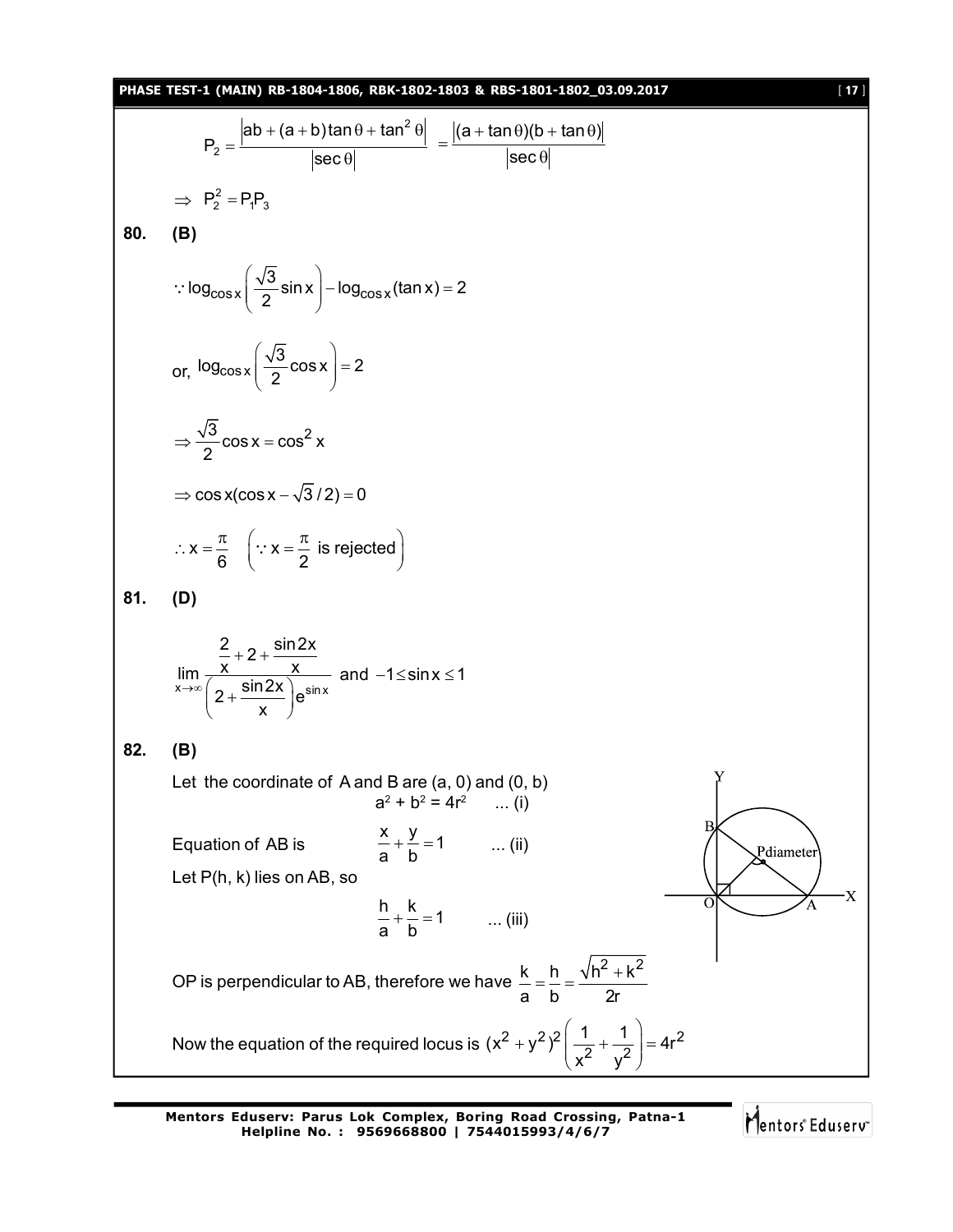$$P_2 = \frac{|ab + (a+b)\tan\theta + \tan^2\theta|}{|\sec\theta|} = \frac{|(a+\tan\theta)(b+\tan\theta)|}{|\sec\theta|}$$

$$\Rightarrow P_2^2 = P_1P_3$$

**80. (B)**

$$\because \log_{\cos x}\left(\frac{\sqrt{3}}{2}\sin x\right) - \log_{\cos x}(\tan x) = 2$$

or, $\log_{\cos x}\left(\frac{\sqrt{3}}{2}\cos x\right) = 2$

$$\Rightarrow \frac{\sqrt{3}}{2}\cos x = \cos^2 x$$

$$\Rightarrow \cos x(\cos x - \sqrt{3}/2) = 0$$

$$\therefore x = \frac{\pi}{6} \quad \left(\because x = \frac{\pi}{2} \text{ is rejected}\right)$$

**81. (D)**

$$\lim_{x\to\infty} \frac{\frac{2}{x} + 2 + \frac{\sin 2x}{x}}{\left(2 + \frac{\sin 2x}{x}\right)e^{\sin x}} \text{ and } -1 \le \sin x \le 1$$

**82. (B)**

Let the coordinate of A and B are (a, 0) and (0, b)

$$a^2 + b^2 = 4r^2 \quad \text{... (i)}$$

Equation of AB is $\quad \frac{x}{a} + \frac{y}{b} = 1 \quad$ ... (ii)

Let P(h, k) lies on AB, so

$$\frac{h}{a} + \frac{k}{b} = 1 \quad \text{... (iii)}$$

OP is perpendicular to AB, therefore we have $\frac{k}{a} = \frac{h}{b} = \frac{\sqrt{h^2 + k^2}}{2r}$

Now the equation of the required locus is $(x^2 + y^2)^2\left(\frac{1}{x^2} + \frac{1}{y^2}\right) = 4r^2$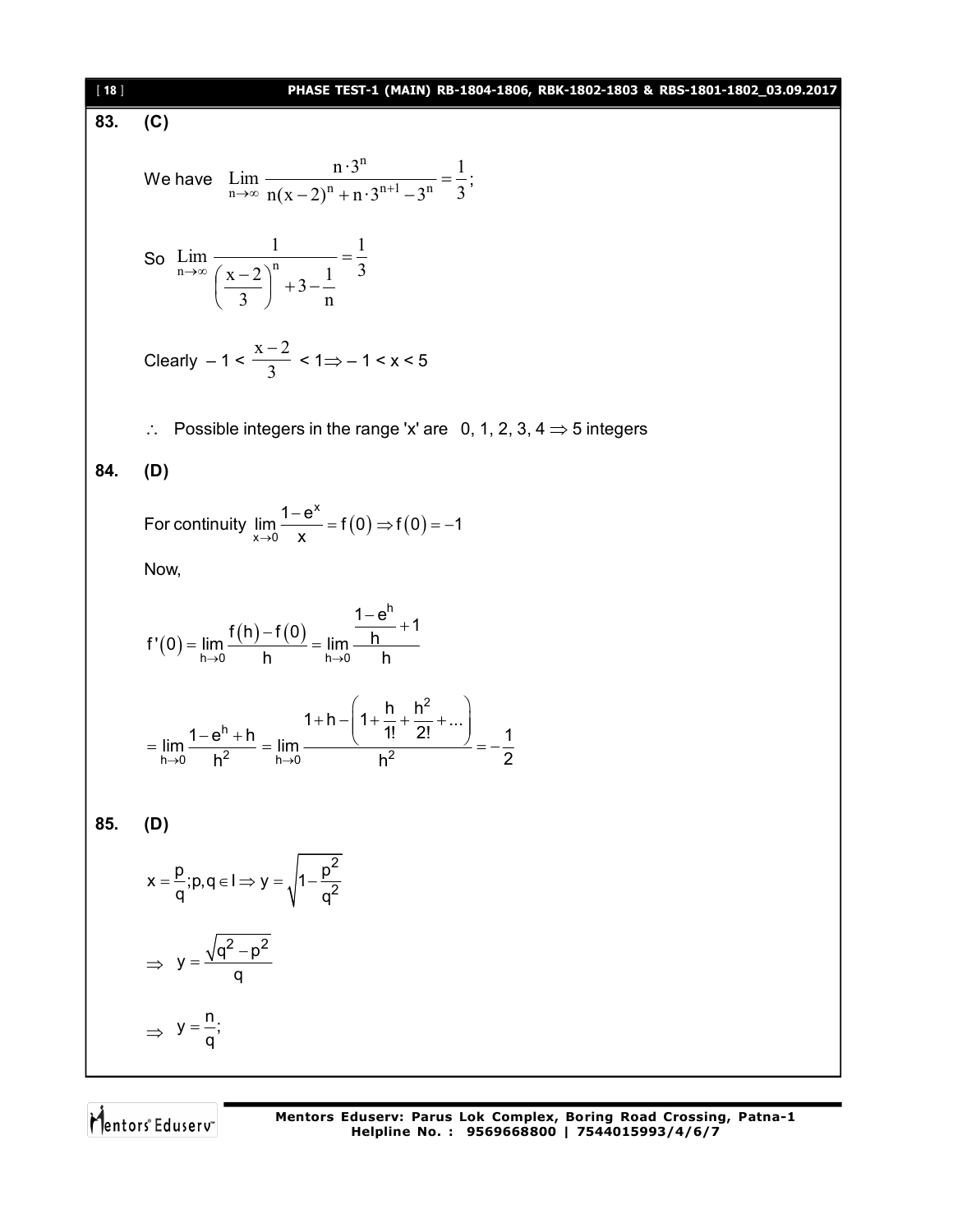**83. (C)**

We have $\displaystyle \lim_{n\to\infty} \frac{n \cdot 3^n}{n(x-2)^n + n \cdot 3^{n+1} - 3^n} = \frac{1}{3};$

So $\displaystyle \lim_{n\to\infty} \frac{1}{\left(\frac{x-2}{3}\right)^n + 3 - \frac{1}{n}} = \frac{1}{3}$

Clearly $-1 < \dfrac{x-2}{3} < 1 \Rightarrow -1 < x < 5$

$\therefore$ Possible integers in the range 'x' are 0, 1, 2, 3, 4 $\Rightarrow$ 5 integers

**84. (D)**

For continuity $\displaystyle \lim_{x\to 0} \frac{1-e^x}{x} = f(0) \Rightarrow f(0) = -1$

Now,

$$f'(0) = \lim_{h\to 0} \frac{f(h) - f(0)}{h} = \lim_{h\to 0} \frac{\frac{1-e^h}{h} + 1}{h}$$

$$= \lim_{h\to 0} \frac{1 - e^h + h}{h^2} = \lim_{h\to 0} \frac{1 + h - \left(1 + \frac{h}{1!} + \frac{h^2}{2!} + \ldots\right)}{h^2} = -\frac{1}{2}$$

**85. (D)**

$$x = \frac{p}{q}; p, q \in I \Rightarrow y = \sqrt{1 - \frac{p^2}{q^2}}$$

$$\Rightarrow \quad y = \frac{\sqrt{q^2 - p^2}}{q}$$

$$\Rightarrow \quad y = \frac{n}{q};$$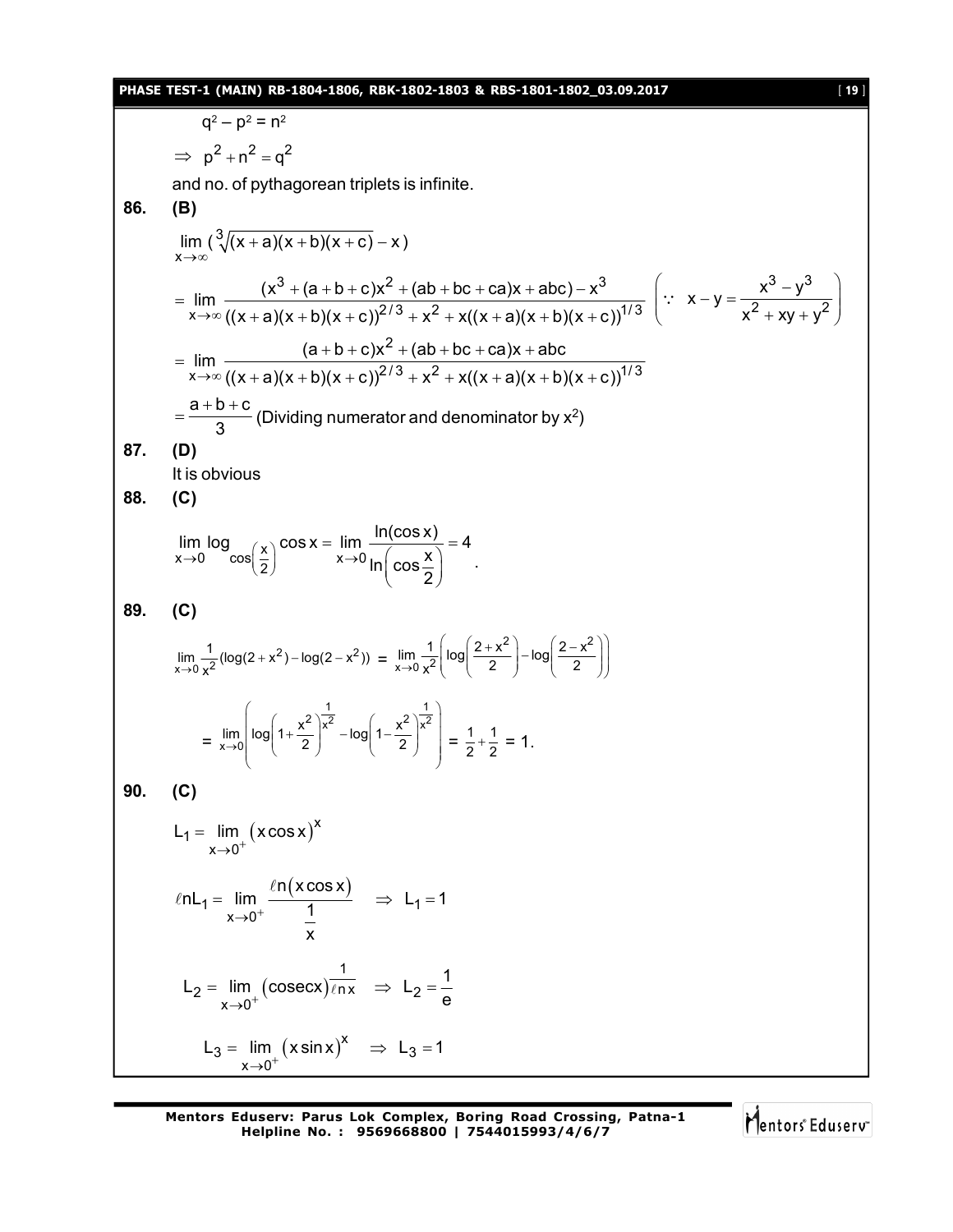$q^2 - p^2 = n^2$

$\Rightarrow \; p^2 + n^2 = q^2$

and no. of pythagorean triplets is infinite.

**86. (B)**

$$\lim_{x\to\infty}\left(\sqrt[3]{(x+a)(x+b)(x+c)} - x\right)$$

$$= \lim_{x\to\infty} \frac{(x^3 + (a+b+c)x^2 + (ab+bc+ca)x + abc) - x^3}{((x+a)(x+b)(x+c))^{2/3} + x^2 + x((x+a)(x+b)(x+c))^{1/3}} \quad \left(\because \; x - y = \frac{x^3 - y^3}{x^2 + xy + y^2}\right)$$

$$= \lim_{x\to\infty} \frac{(a+b+c)x^2 + (ab+bc+ca)x + abc}{((x+a)(x+b)(x+c))^{2/3} + x^2 + x((x+a)(x+b)(x+c))^{1/3}}$$

$= \dfrac{a+b+c}{3}$ (Dividing numerator and denominator by $x^2$)

**87. (D)**

It is obvious

**88. (C)**

$$\lim_{x\to 0} \log_{\cos\left(\frac{x}{2}\right)} \cos x = \lim_{x\to 0} \frac{\ln(\cos x)}{\ln\left(\cos\dfrac{x}{2}\right)} = 4.$$

**89. (C)**

$$\lim_{x\to 0} \frac{1}{x^2}(\log(2+x^2) - \log(2-x^2)) = \lim_{x\to 0} \frac{1}{x^2}\left(\log\left(\frac{2+x^2}{2}\right) - \log\left(\frac{2-x^2}{2}\right)\right)$$

$$= \lim_{x\to 0}\left(\log\left(1+\frac{x^2}{2}\right)^{\frac{1}{x^2}} - \log\left(1-\frac{x^2}{2}\right)^{\frac{1}{x^2}}\right) = \frac{1}{2} + \frac{1}{2} = 1.$$

**90. (C)**

$$L_1 = \lim_{x\to 0^+} (x\cos x)^x$$

$$\ell n L_1 = \lim_{x\to 0^+} \frac{\ell n(x\cos x)}{\dfrac{1}{x}} \quad \Rightarrow \; L_1 = 1$$

$$L_2 = \lim_{x\to 0^+} (\text{cosec} x)^{\frac{1}{\ell n x}} \quad \Rightarrow \; L_2 = \frac{1}{e}$$

$$L_3 = \lim_{x\to 0^+} (x\sin x)^x \quad \Rightarrow \; L_3 = 1$$